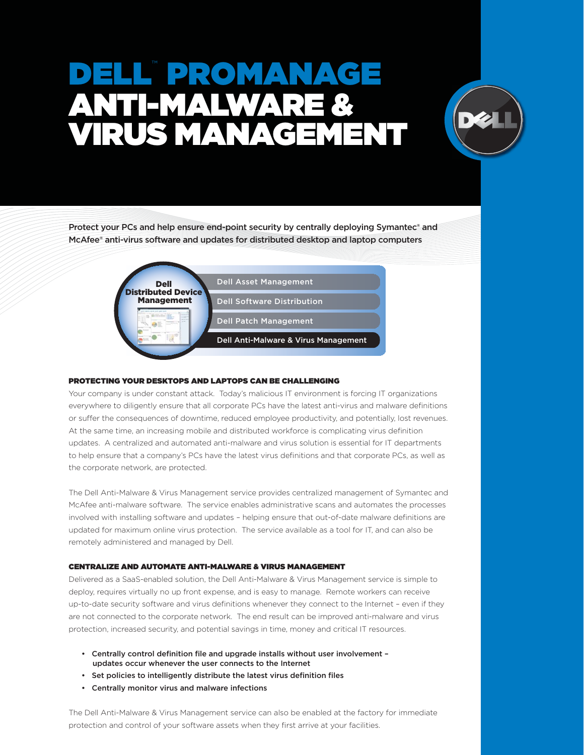# DELL™ PROMANAGE ANTI-MALWARE & VIRUS MANAGEMENT

**Protect your PCs and help ensure end-point security by centrally deploying Symantec® and McAfee® anti-virus software and updates for distributed desktop and laptop computers**

**Dell Distributed Device Management**

- Dell Asset Management
- Dell Software Distribution
- Dell Patch Management
- Dell Anti-Malware & Virus Management

### PROTECTING YOUR DESKTOPS AND LAPTOPS CAN BE CHALLENGING

Your company is under constant attack. Today's malicious IT environment is forcing IT organizations everywhere to diligently ensure that all corporate PCs have the latest anti-virus and malware definitions or suffer the consequences of downtime, reduced employee productivity, and potentially, lost revenues. At the same time, an increasing mobile and distributed workforce is complicating virus definition updates. A centralized and automated anti-malware and virus solution is essential for IT departments to help ensure that a company's PCs have the latest virus definitions and that corporate PCs, as well as the corporate network, are protected.

The Dell Anti-Malware & Virus Management service provides centralized management of Symantec and McAfee anti-malware software. The service enables administrative scans and automates the processes involved with installing software and updates – helping ensure that out-of-date malware definitions are updated for maximum online virus protection. The service available as a tool for IT, and can also be remotely administered and managed by Dell.

### CENTRALIZE AND AUTOMATE ANTI-MALWARE & VIRUS MANAGEMENT

Delivered as a SaaS-enabled solution, the Dell Anti-Malware & Virus Management service is simple to deploy, requires virtually no up front expense, and is easy to manage. Remote workers can receive up-to-date security software and virus definitions whenever they connect to the Internet – even if they are not connected to the corporate network. The end result can be improved anti-malware and virus protection, increased security, and potential savings in time, money and critical IT resources.

- **Centrally control definition file and upgrade installs without user involvement – updates occur whenever the user connects to the Internet**
- **Set policies to intelligently distribute the latest virus definition files**
- **Centrally monitor virus and malware infections**

The Dell Anti-Malware & Virus Management service can also be enabled at the factory for immediate protection and control of your software assets when they first arrive at your facilities.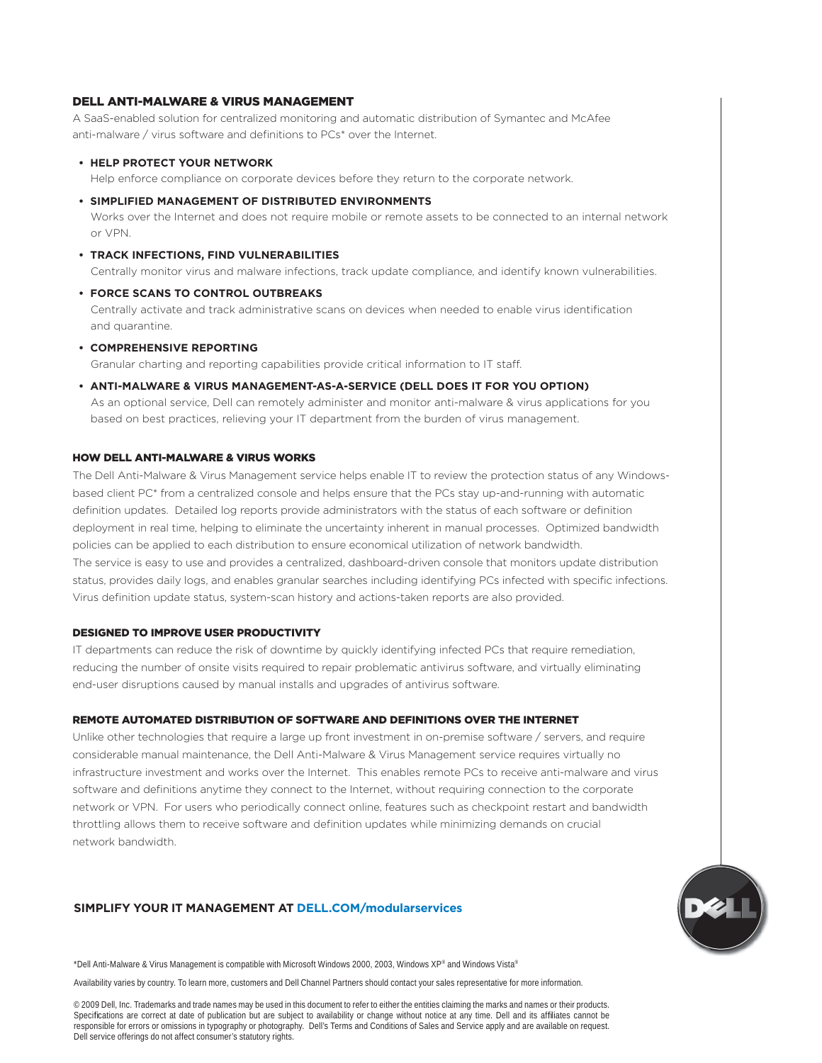## DELL ANTI-MALWARE & VIRUS MANAGEMENT

A SaaS-enabled solution for centralized monitoring and automatic distribution of Symantec and McAfee anti-malware / virus software and definitions to PCs* over the Internet.

- **HELP PROTECT YOUR NETWORK**
  Help enforce compliance on corporate devices before they return to the corporate network.
- **SIMPLIFIED MANAGEMENT OF DISTRIBUTED ENVIRONMENTS**
  Works over the Internet and does not require mobile or remote assets to be connected to an internal network or VPN.
- **TRACK INFECTIONS, FIND VULNERABILITIES**
  Centrally monitor virus and malware infections, track update compliance, and identify known vulnerabilities.
- **FORCE SCANS TO CONTROL OUTBREAKS**
  Centrally activate and track administrative scans on devices when needed to enable virus identification and quarantine.
- **COMPREHENSIVE REPORTING**
  Granular charting and reporting capabilities provide critical information to IT staff.
- **ANTI-MALWARE & VIRUS MANAGEMENT-AS-A-SERVICE (DELL DOES IT FOR YOU OPTION)**
  As an optional service, Dell can remotely administer and monitor anti-malware & virus applications for you based on best practices, relieving your IT department from the burden of virus management.

### HOW DELL ANTI-MALWARE & VIRUS WORKS

The Dell Anti-Malware & Virus Management service helps enable IT to review the protection status of any Windows-based client PC* from a centralized console and helps ensure that the PCs stay up-and-running with automatic definition updates. Detailed log reports provide administrators with the status of each software or definition deployment in real time, helping to eliminate the uncertainty inherent in manual processes. Optimized bandwidth policies can be applied to each distribution to ensure economical utilization of network bandwidth.
The service is easy to use and provides a centralized, dashboard-driven console that monitors update distribution status, provides daily logs, and enables granular searches including identifying PCs infected with specific infections. Virus definition update status, system-scan history and actions-taken reports are also provided.

### DESIGNED TO IMPROVE USER PRODUCTIVITY

IT departments can reduce the risk of downtime by quickly identifying infected PCs that require remediation, reducing the number of onsite visits required to repair problematic antivirus software, and virtually eliminating end-user disruptions caused by manual installs and upgrades of antivirus software.

### REMOTE AUTOMATED DISTRIBUTION OF SOFTWARE AND DEFINITIONS OVER THE INTERNET

Unlike other technologies that require a large up front investment in on-premise software / servers, and require considerable manual maintenance, the Dell Anti-Malware & Virus Management service requires virtually no infrastructure investment and works over the Internet. This enables remote PCs to receive anti-malware and virus software and definitions anytime they connect to the Internet, without requiring connection to the corporate network or VPN. For users who periodically connect online, features such as checkpoint restart and bandwidth throttling allows them to receive software and definition updates while minimizing demands on crucial network bandwidth.

**SIMPLIFY YOUR IT MANAGEMENT AT DELL.COM/modularservices**

*Dell Anti-Malware & Virus Management is compatible with Microsoft Windows 2000, 2003, Windows XP® and Windows Vista®

Availability varies by country. To learn more, customers and Dell Channel Partners should contact your sales representative for more information.

© 2009 Dell, Inc. Trademarks and trade names may be used in this document to refer to either the entities claiming the marks and names or their products. Specifications are correct at date of publication but are subject to availability or change without notice at any time. Dell and its affiliates cannot be responsible for errors or omissions in typography or photography. Dell's Terms and Conditions of Sales and Service apply and are available on request. Dell service offerings do not affect consumer's statutory rights.